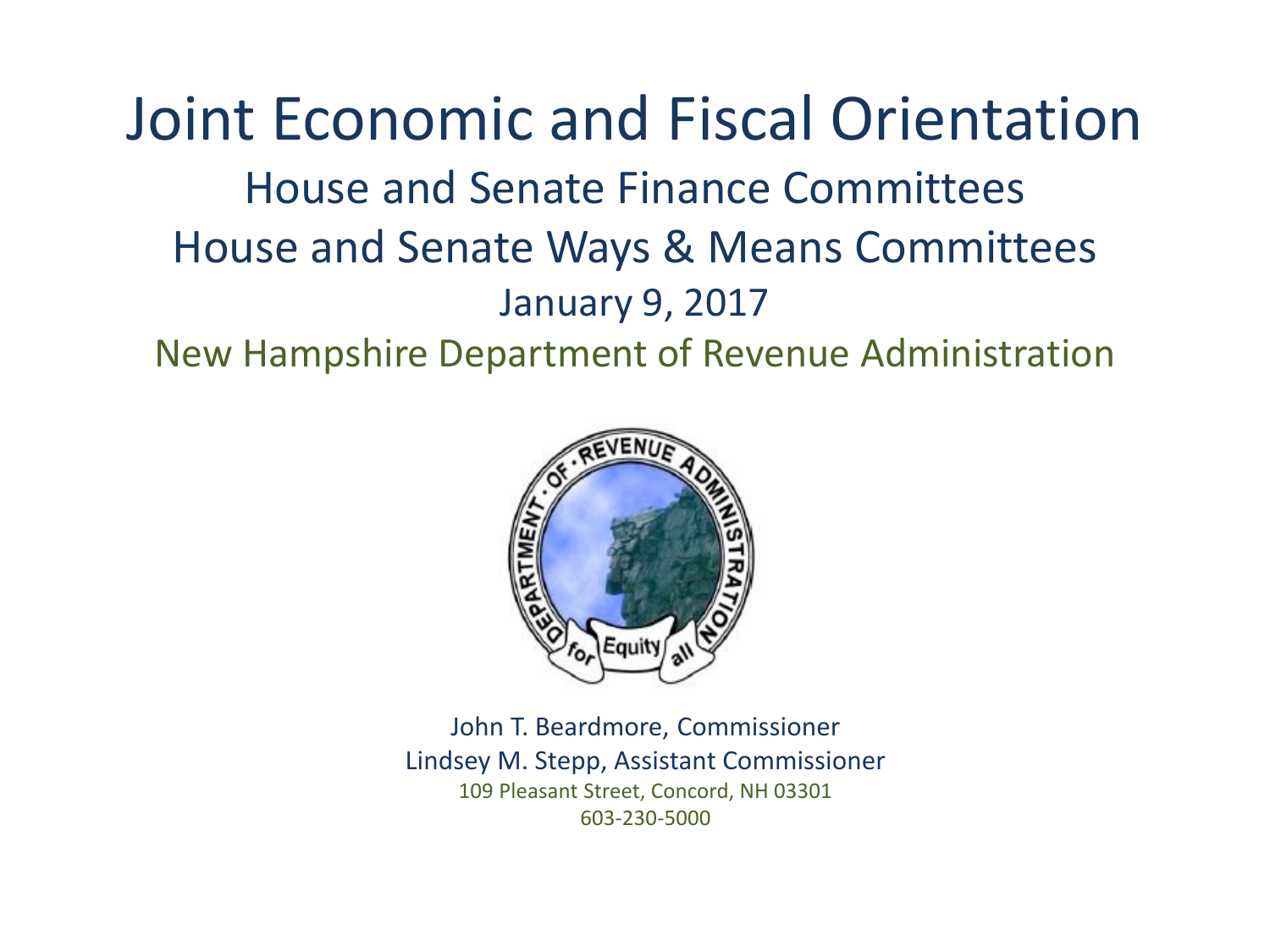# Joint Economic and Fiscal Orientation

## House and Senate Finance Committees

## House and Senate Ways & Means Committees

January 9, 2017

New Hampshire Department of Revenue Administration

John T. Beardmore, Commissioner
Lindsey M. Stepp, Assistant Commissioner
109 Pleasant Street, Concord, NH 03301
603-230-5000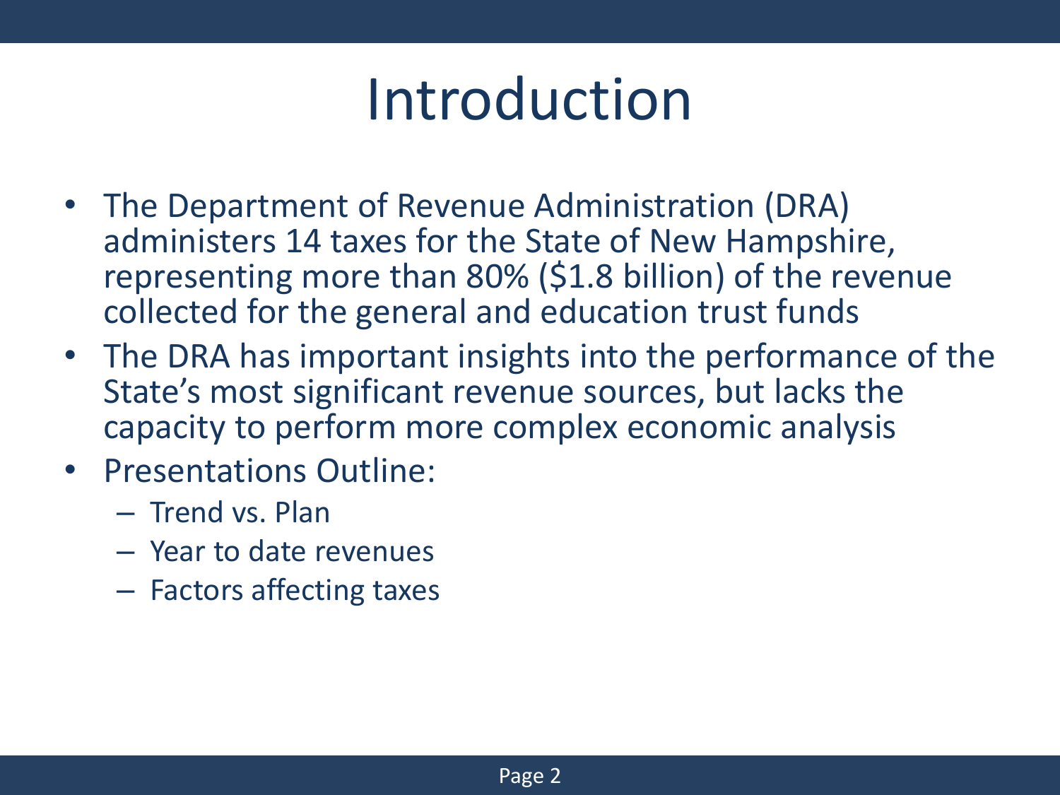# Introduction

- The Department of Revenue Administration (DRA) administers 14 taxes for the State of New Hampshire, representing more than 80% ($1.8 billion) of the revenue collected for the general and education trust funds
- The DRA has important insights into the performance of the State's most significant revenue sources, but lacks the capacity to perform more complex economic analysis
- Presentations Outline:
  - Trend vs. Plan
  - Year to date revenues
  - Factors affecting taxes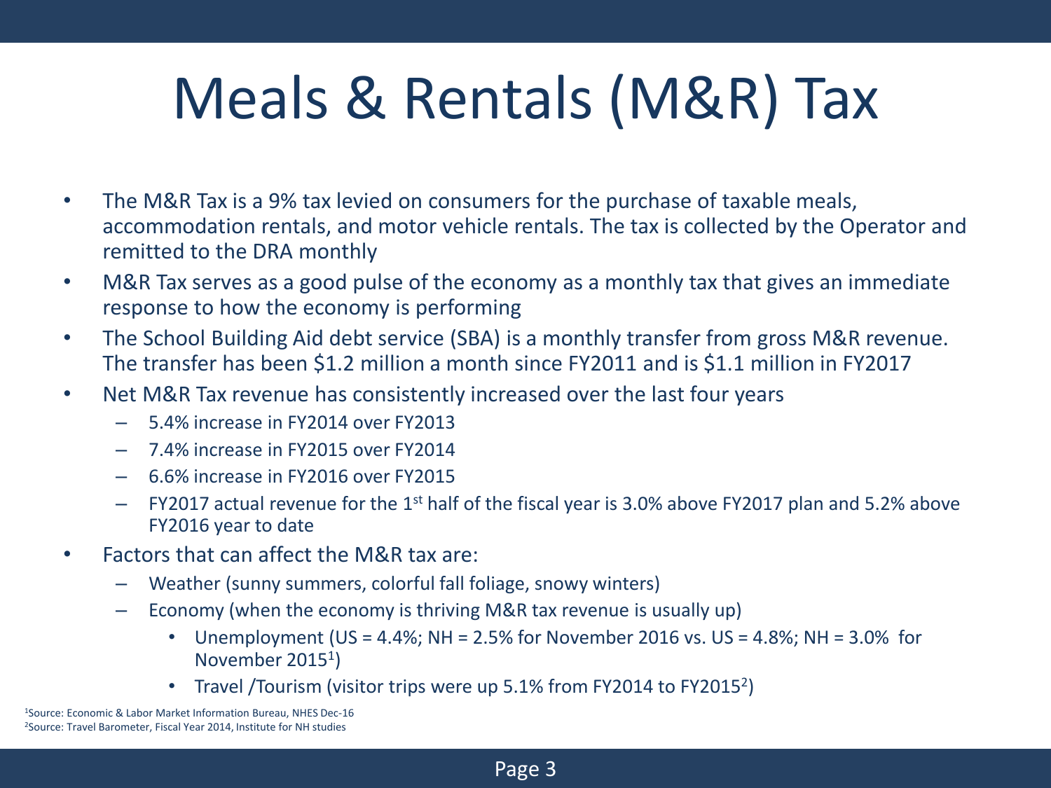# Meals & Rentals (M&R) Tax

- The M&R Tax is a 9% tax levied on consumers for the purchase of taxable meals, accommodation rentals, and motor vehicle rentals. The tax is collected by the Operator and remitted to the DRA monthly
- M&R Tax serves as a good pulse of the economy as a monthly tax that gives an immediate response to how the economy is performing
- The School Building Aid debt service (SBA) is a monthly transfer from gross M&R revenue. The transfer has been $1.2 million a month since FY2011 and is $1.1 million in FY2017
- Net M&R Tax revenue has consistently increased over the last four years
  - 5.4% increase in FY2014 over FY2013
  - 7.4% increase in FY2015 over FY2014
  - 6.6% increase in FY2016 over FY2015
  - FY2017 actual revenue for the 1st half of the fiscal year is 3.0% above FY2017 plan and 5.2% above FY2016 year to date
- Factors that can affect the M&R tax are:
  - Weather (sunny summers, colorful fall foliage, snowy winters)
  - Economy (when the economy is thriving M&R tax revenue is usually up)
    - Unemployment (US = 4.4%; NH = 2.5% for November 2016 vs. US = 4.8%; NH = 3.0% for November 2015[1])
    - Travel /Tourism (visitor trips were up 5.1% from FY2014 to FY2015[2])

[1]Source: Economic & Labor Market Information Bureau, NHES Dec-16
[2]Source: Travel Barometer, Fiscal Year 2014, Institute for NH studies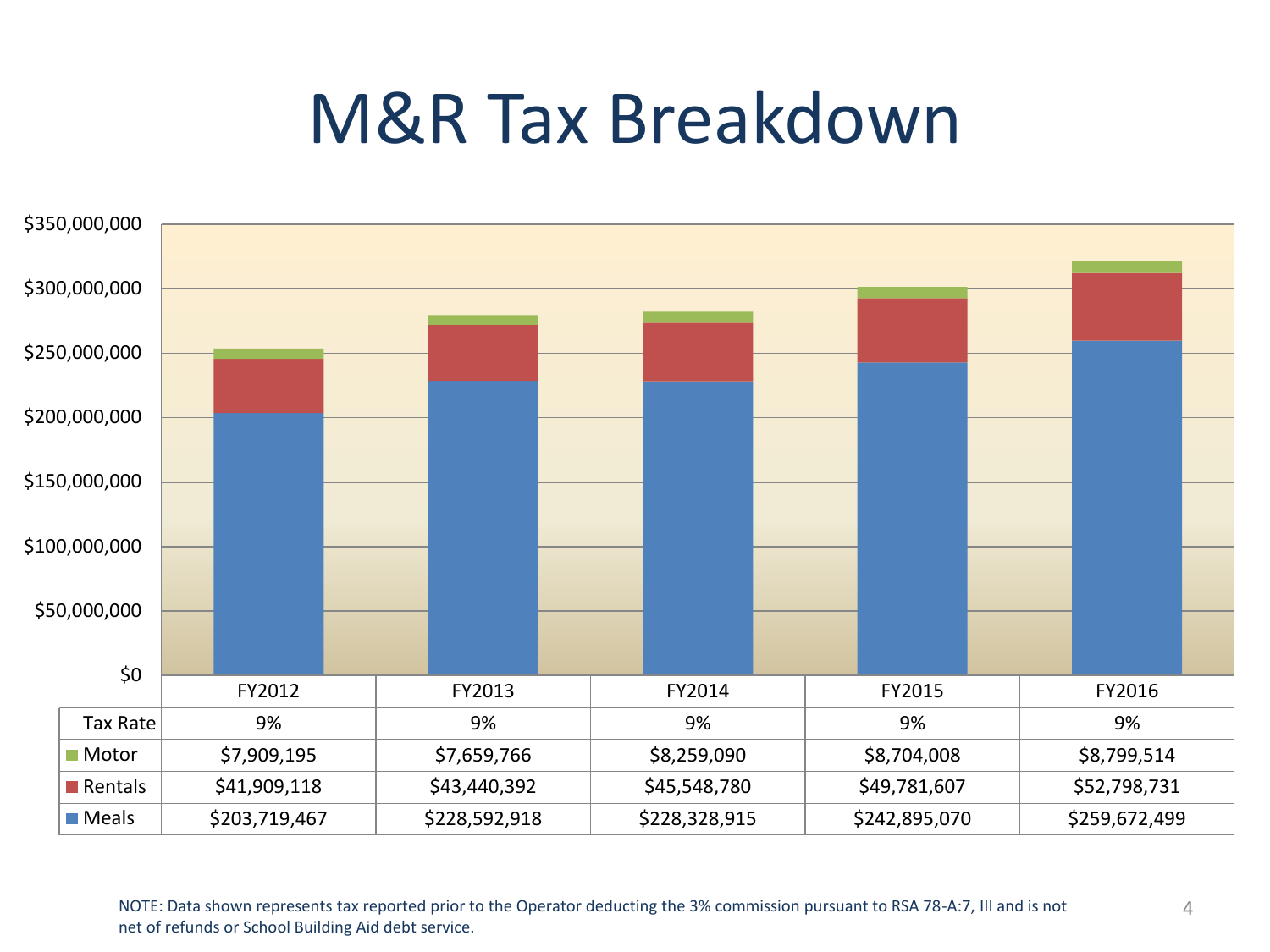# M&R Tax Breakdown

| | FY2012 | FY2013 | FY2014 | FY2015 | FY2016 |
|---|---|---|---|---|---|
| Tax Rate | 9% | 9% | 9% | 9% | 9% |
| Motor | $7,909,195 | $7,659,766 | $8,259,090 | $8,704,008 | $8,799,514 |
| Rentals | $41,909,118 | $43,440,392 | $45,548,780 | $49,781,607 | $52,798,731 |
| Meals | $203,719,467 | $228,592,918 | $228,328,915 | $242,895,070 | $259,672,499 |

NOTE: Data shown represents tax reported prior to the Operator deducting the 3% commission pursuant to RSA 78-A:7, III and is not net of refunds or School Building Aid debt service.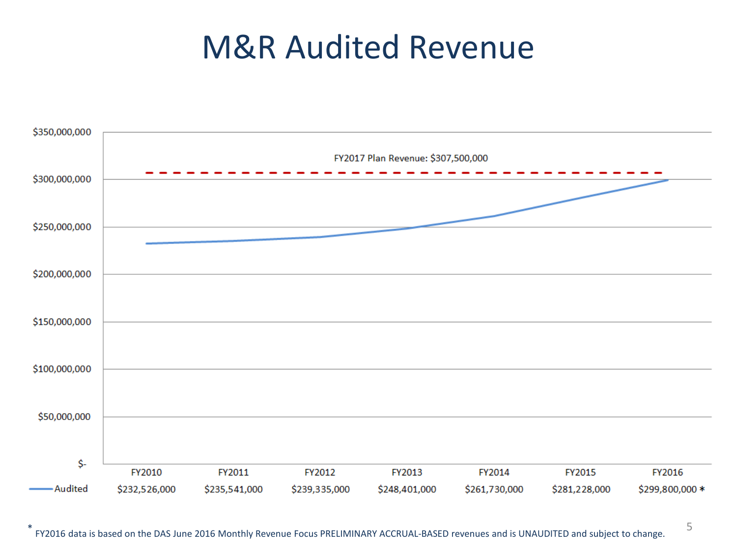# M&R Audited Revenue

FY2017 Plan Revenue: $307,500,000

| | FY2010 | FY2011 | FY2012 | FY2013 | FY2014 | FY2015 | FY2016 |
|---|---|---|---|---|---|---|---|
| Audited | $232,526,000 | $235,541,000 | $239,335,000 | $248,401,000 | $261,730,000 | $281,228,000 | $299,800,000 * |

* FY2016 data is based on the DAS June 2016 Monthly Revenue Focus PRELIMINARY ACCRUAL-BASED revenues and is UNAUDITED and subject to change.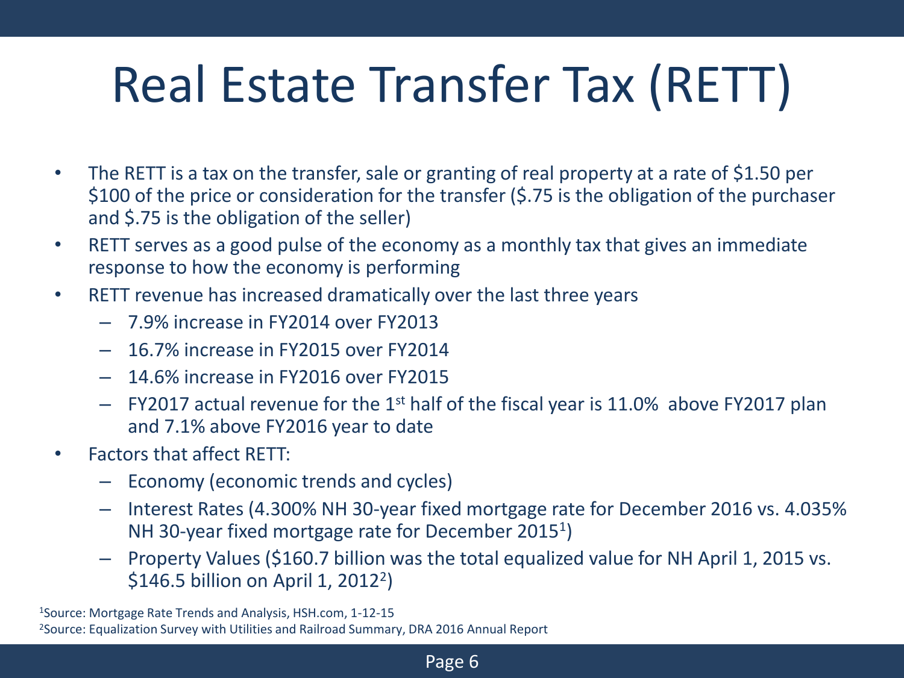# Real Estate Transfer Tax (RETT)

- The RETT is a tax on the transfer, sale or granting of real property at a rate of $1.50 per $100 of the price or consideration for the transfer ($.75 is the obligation of the purchaser and $.75 is the obligation of the seller)
- RETT serves as a good pulse of the economy as a monthly tax that gives an immediate response to how the economy is performing
- RETT revenue has increased dramatically over the last three years
  - 7.9% increase in FY2014 over FY2013
  - 16.7% increase in FY2015 over FY2014
  - 14.6% increase in FY2016 over FY2015
  - FY2017 actual revenue for the 1st half of the fiscal year is 11.0% above FY2017 plan and 7.1% above FY2016 year to date
- Factors that affect RETT:
  - Economy (economic trends and cycles)
  - Interest Rates (4.300% NH 30-year fixed mortgage rate for December 2016 vs. 4.035% NH 30-year fixed mortgage rate for December 2015[1])
  - Property Values ($160.7 billion was the total equalized value for NH April 1, 2015 vs. $146.5 billion on April 1, 2012[2])

[1]Source: Mortgage Rate Trends and Analysis, HSH.com, 1-12-15

[2]Source: Equalization Survey with Utilities and Railroad Summary, DRA 2016 Annual Report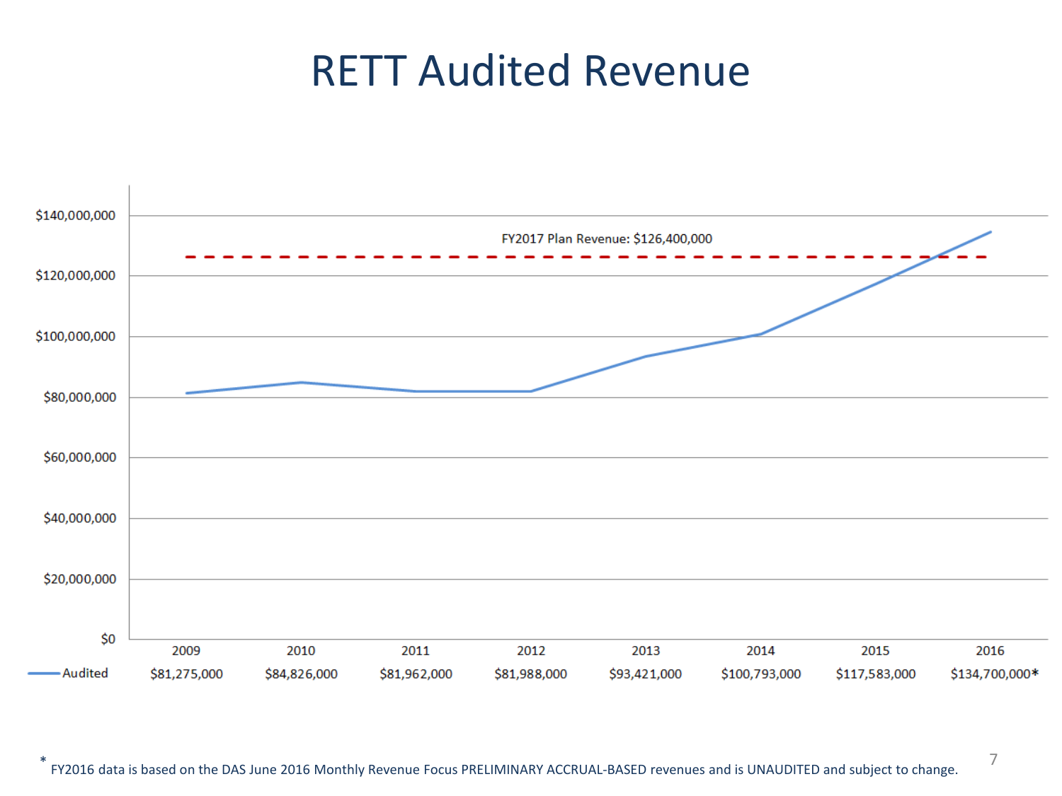# RETT Audited Revenue

FY2017 Plan Revenue: $126,400,000

| | 2009 | 2010 | 2011 | 2012 | 2013 | 2014 | 2015 | 2016 |
|---|---|---|---|---|---|---|---|---|
| Audited | $81,275,000 | $84,826,000 | $81,962,000 | $81,988,000 | $93,421,000 | $100,793,000 | $117,583,000 | $134,700,000* |

* FY2016 data is based on the DAS June 2016 Monthly Revenue Focus PRELIMINARY ACCRUAL-BASED revenues and is UNAUDITED and subject to change.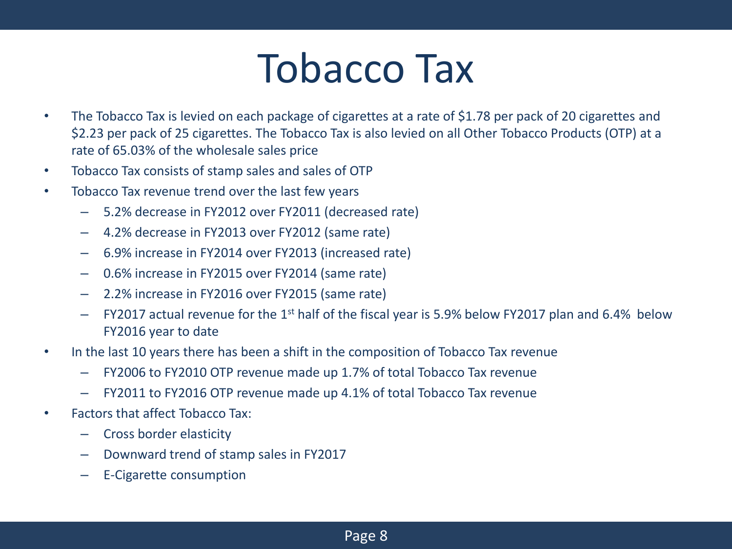# Tobacco Tax

- The Tobacco Tax is levied on each package of cigarettes at a rate of $1.78 per pack of 20 cigarettes and $2.23 per pack of 25 cigarettes. The Tobacco Tax is also levied on all Other Tobacco Products (OTP) at a rate of 65.03% of the wholesale sales price
- Tobacco Tax consists of stamp sales and sales of OTP
- Tobacco Tax revenue trend over the last few years
  - 5.2% decrease in FY2012 over FY2011 (decreased rate)
  - 4.2% decrease in FY2013 over FY2012 (same rate)
  - 6.9% increase in FY2014 over FY2013 (increased rate)
  - 0.6% increase in FY2015 over FY2014 (same rate)
  - 2.2% increase in FY2016 over FY2015 (same rate)
  - FY2017 actual revenue for the 1st half of the fiscal year is 5.9% below FY2017 plan and 6.4% below FY2016 year to date
- In the last 10 years there has been a shift in the composition of Tobacco Tax revenue
  - FY2006 to FY2010 OTP revenue made up 1.7% of total Tobacco Tax revenue
  - FY2011 to FY2016 OTP revenue made up 4.1% of total Tobacco Tax revenue
- Factors that affect Tobacco Tax:
  - Cross border elasticity
  - Downward trend of stamp sales in FY2017
  - E-Cigarette consumption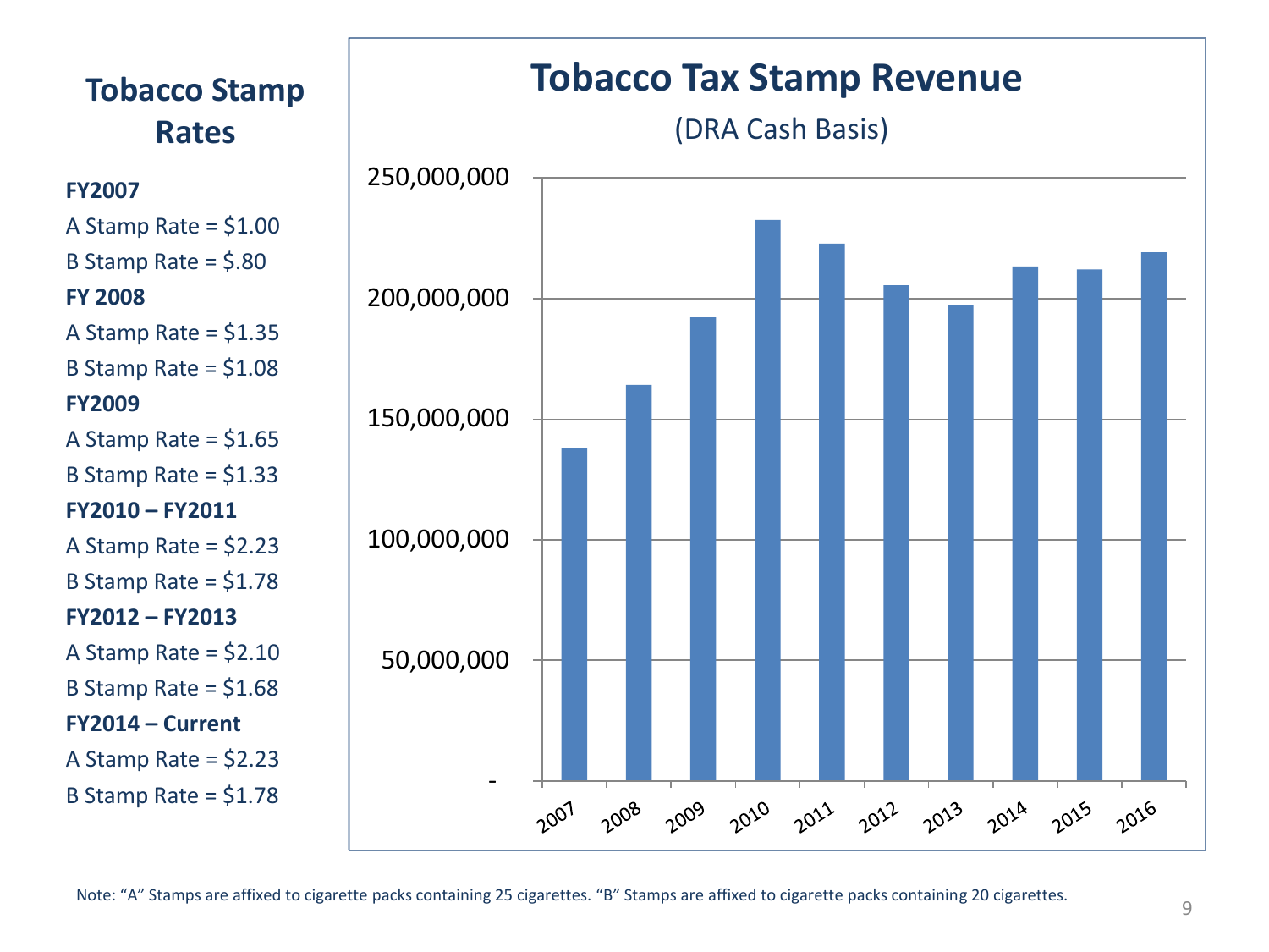## Tobacco Stamp Rates

**FY2007**

A Stamp Rate = $1.00

B Stamp Rate = $.80

**FY 2008**

A Stamp Rate = $1.35

B Stamp Rate = $1.08

**FY2009**

A Stamp Rate = $1.65

B Stamp Rate = $1.33

**FY2010 – FY2011**

A Stamp Rate = $2.23

B Stamp Rate = $1.78

**FY2012 – FY2013**

A Stamp Rate = $2.10

B Stamp Rate = $1.68

**FY2014 – Current**

A Stamp Rate = $2.23

B Stamp Rate = $1.78

## Tobacco Tax Stamp Revenue

(DRA Cash Basis)

Note: "A" Stamps are affixed to cigarette packs containing 25 cigarettes. "B" Stamps are affixed to cigarette packs containing 20 cigarettes.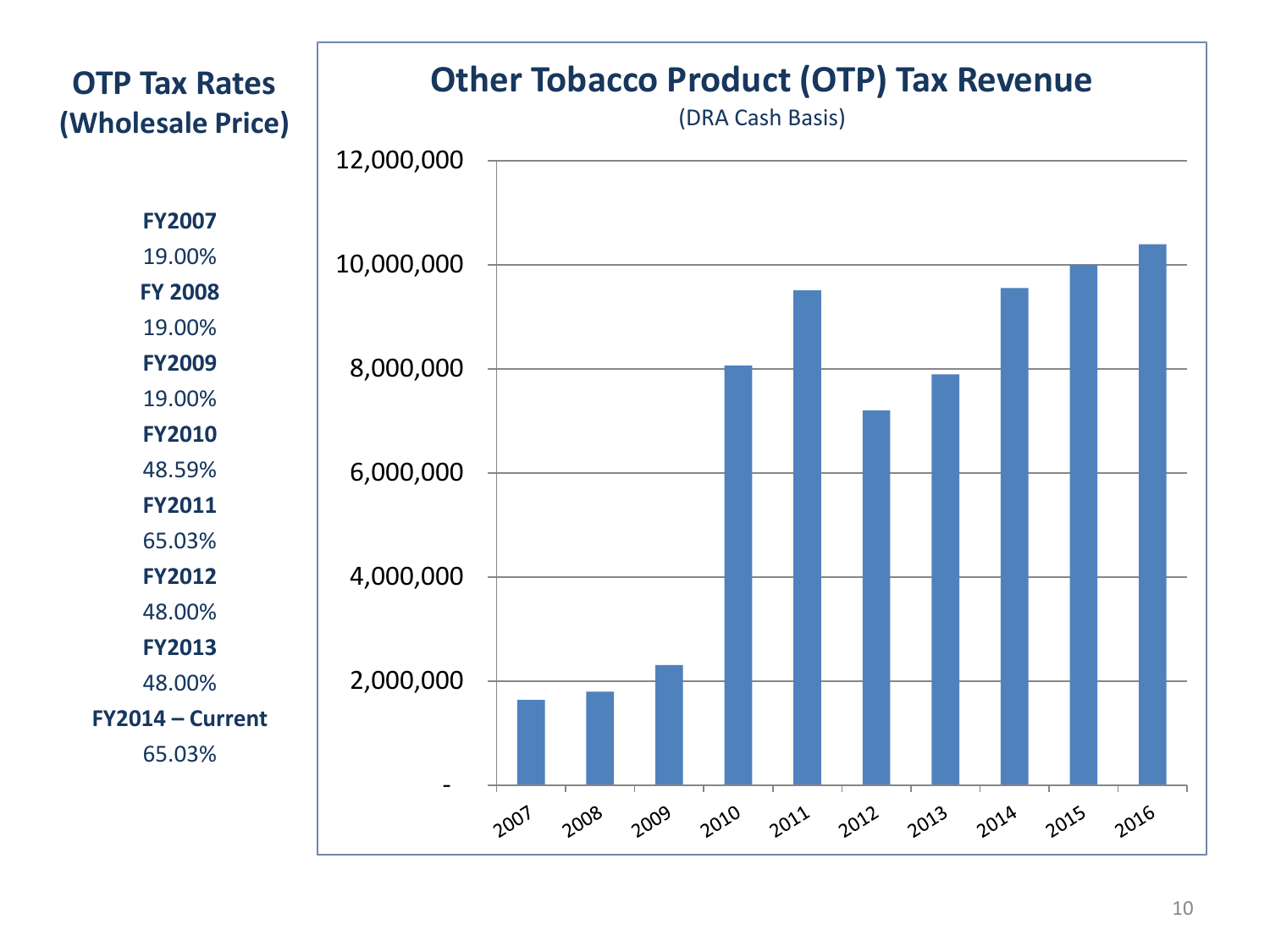## OTP Tax Rates (Wholesale Price)

**FY2007**

19.00%

**FY 2008**

19.00%

**FY2009**

19.00%

**FY2010**

48.59%

**FY2011**

65.03%

**FY2012**

48.00%

**FY2013**

48.00%

**FY2014 – Current**

65.03%

## Other Tobacco Product (OTP) Tax Revenue

(DRA Cash Basis)

| Year | Revenue (approx.) |
|---|---|
| 2007 | 1,650,000 |
| 2008 | 1,800,000 |
| 2009 | 2,300,000 |
| 2010 | 8,050,000 |
| 2011 | 9,500,000 |
| 2012 | 7,200,000 |
| 2013 | 7,900,000 |
| 2014 | 9,550,000 |
| 2015 | 10,000,000 |
| 2016 | 10,400,000 |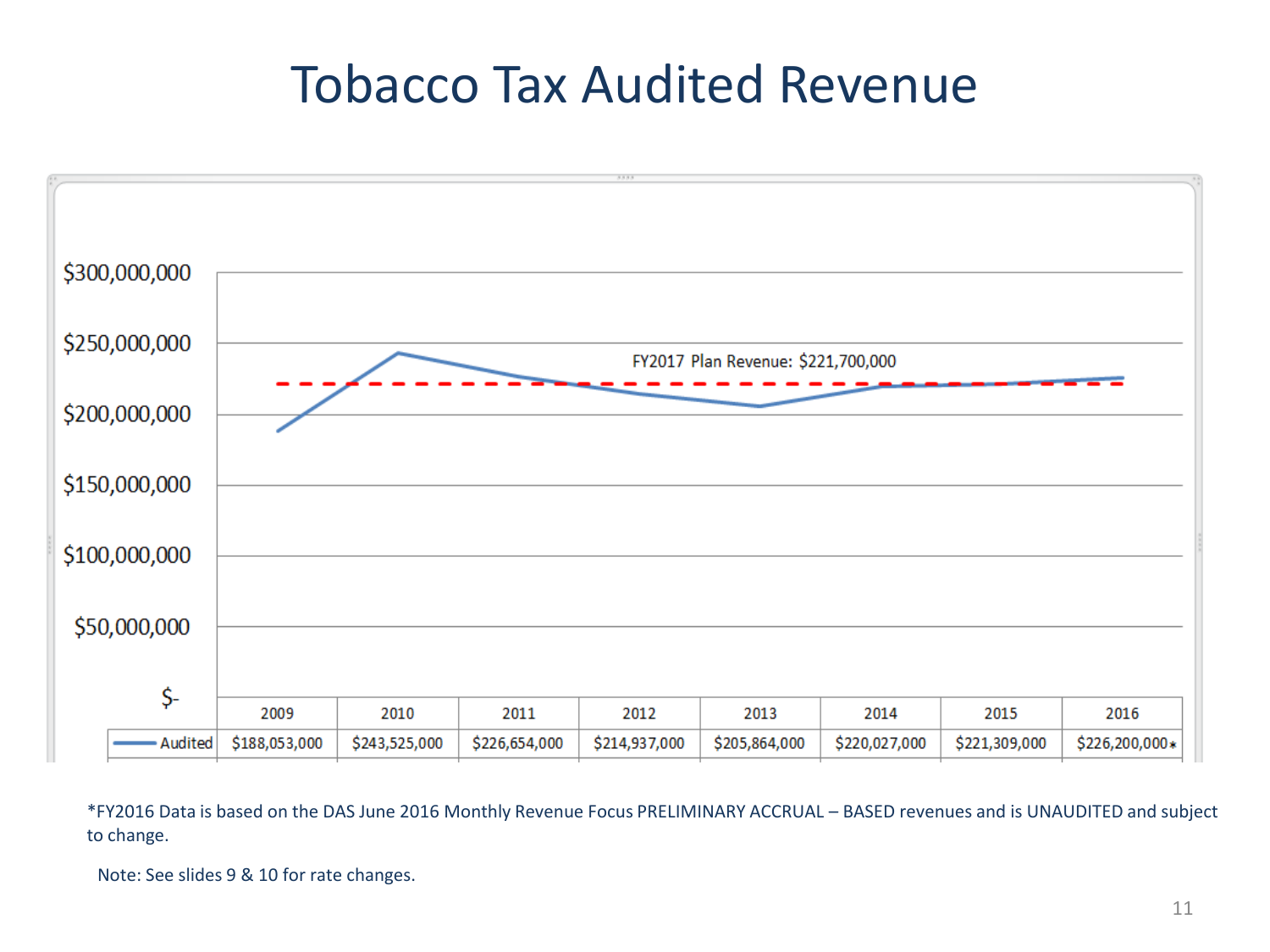# Tobacco Tax Audited Revenue

FY2017 Plan Revenue: $221,700,000

| | 2009 | 2010 | 2011 | 2012 | 2013 | 2014 | 2015 | 2016 |
|---|---|---|---|---|---|---|---|---|
| Audited | $188,053,000 | $243,525,000 | $226,654,000 | $214,937,000 | $205,864,000 | $220,027,000 | $221,309,000 | $226,200,000* |

*FY2016 Data is based on the DAS June 2016 Monthly Revenue Focus PRELIMINARY ACCRUAL – BASED revenues and is UNAUDITED and subject to change.

Note: See slides 9 & 10 for rate changes.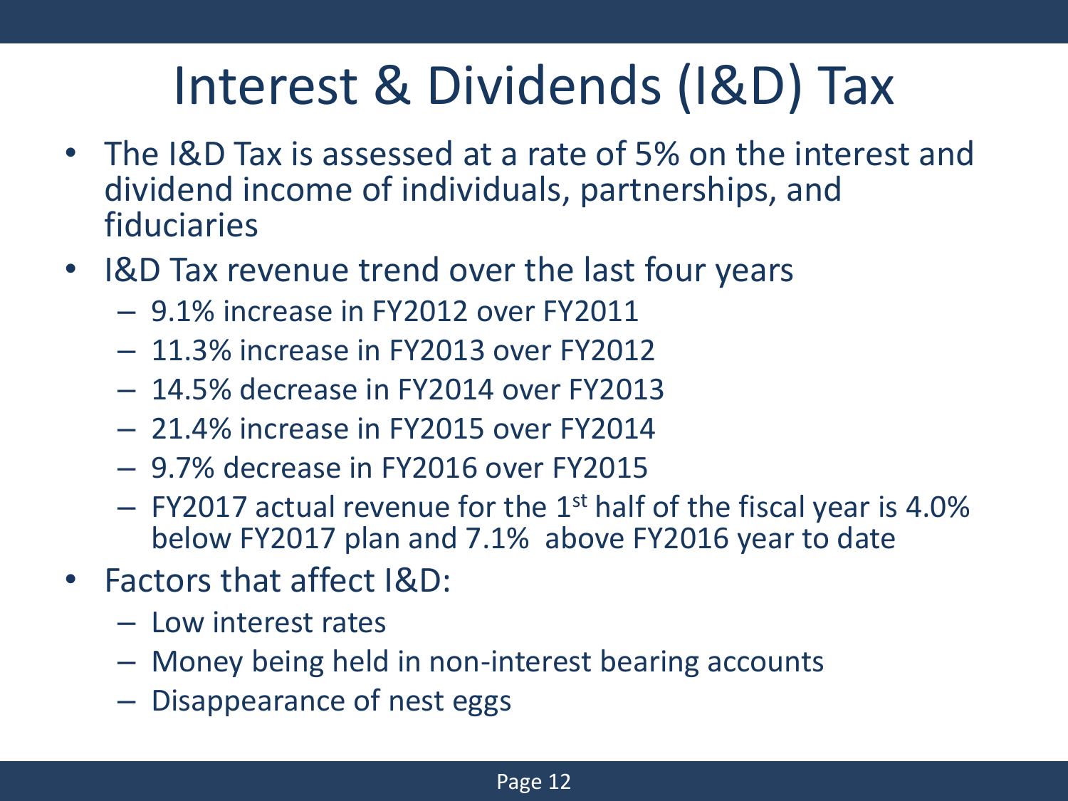# Interest & Dividends (I&D) Tax

- The I&D Tax is assessed at a rate of 5% on the interest and dividend income of individuals, partnerships, and fiduciaries
- I&D Tax revenue trend over the last four years
  - 9.1% increase in FY2012 over FY2011
  - 11.3% increase in FY2013 over FY2012
  - 14.5% decrease in FY2014 over FY2013
  - 21.4% increase in FY2015 over FY2014
  - 9.7% decrease in FY2016 over FY2015
  - FY2017 actual revenue for the 1st half of the fiscal year is 4.0% below FY2017 plan and 7.1% above FY2016 year to date
- Factors that affect I&D:
  - Low interest rates
  - Money being held in non-interest bearing accounts
  - Disappearance of nest eggs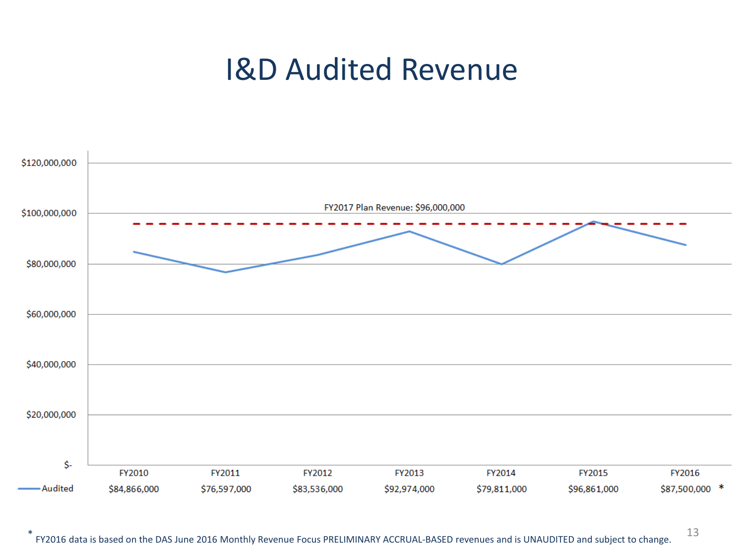# I&D Audited Revenue

FY2017 Plan Revenue: $96,000,000

| | FY2010 | FY2011 | FY2012 | FY2013 | FY2014 | FY2015 | FY2016 |
|---|---|---|---|---|---|---|---|
| Audited | $84,866,000 | $76,597,000 | $83,536,000 | $92,974,000 | $79,811,000 | $96,861,000 | $87,500,000 * |

\* FY2016 data is based on the DAS June 2016 Monthly Revenue Focus PRELIMINARY ACCRUAL-BASED revenues and is UNAUDITED and subject to change.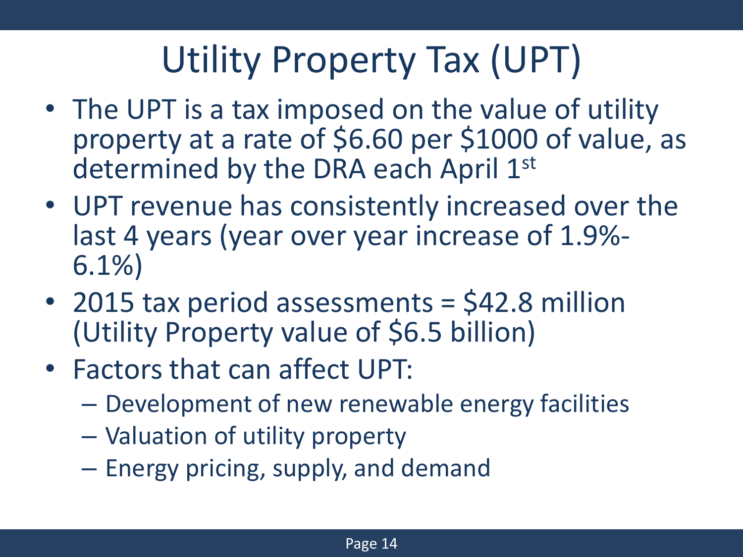# Utility Property Tax (UPT)

- The UPT is a tax imposed on the value of utility property at a rate of $6.60 per $1000 of value, as determined by the DRA each April 1st
- UPT revenue has consistently increased over the last 4 years (year over year increase of 1.9%-6.1%)
- 2015 tax period assessments = $42.8 million (Utility Property value of $6.5 billion)
- Factors that can affect UPT:
  - Development of new renewable energy facilities
  - Valuation of utility property
  - Energy pricing, supply, and demand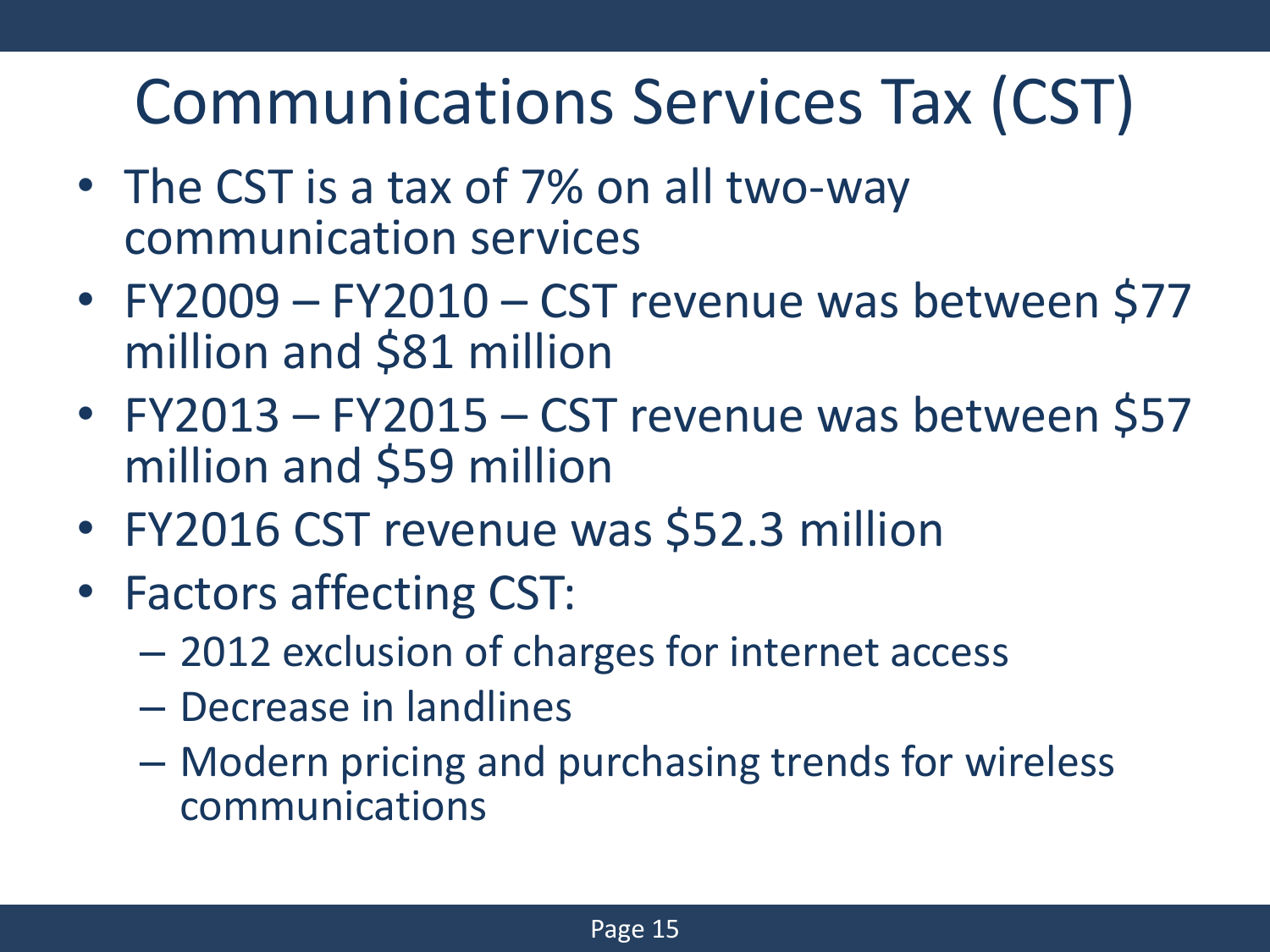# Communications Services Tax (CST)

- The CST is a tax of 7% on all two-way communication services
- FY2009 – FY2010 – CST revenue was between $77 million and $81 million
- FY2013 – FY2015 – CST revenue was between $57 million and $59 million
- FY2016 CST revenue was $52.3 million
- Factors affecting CST:
  - 2012 exclusion of charges for internet access
  - Decrease in landlines
  - Modern pricing and purchasing trends for wireless communications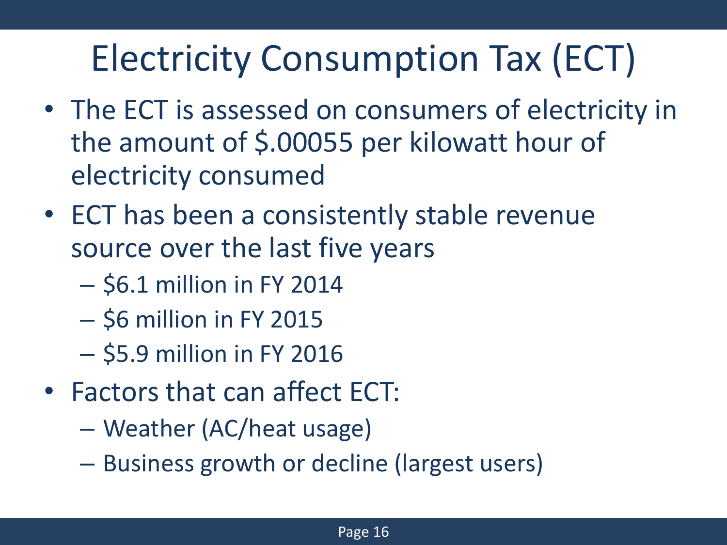# Electricity Consumption Tax (ECT)

- The ECT is assessed on consumers of electricity in the amount of $.00055 per kilowatt hour of electricity consumed
- ECT has been a consistently stable revenue source over the last five years
  - $6.1 million in FY 2014
  - $6 million in FY 2015
  - $5.9 million in FY 2016
- Factors that can affect ECT:
  - Weather (AC/heat usage)
  - Business growth or decline (largest users)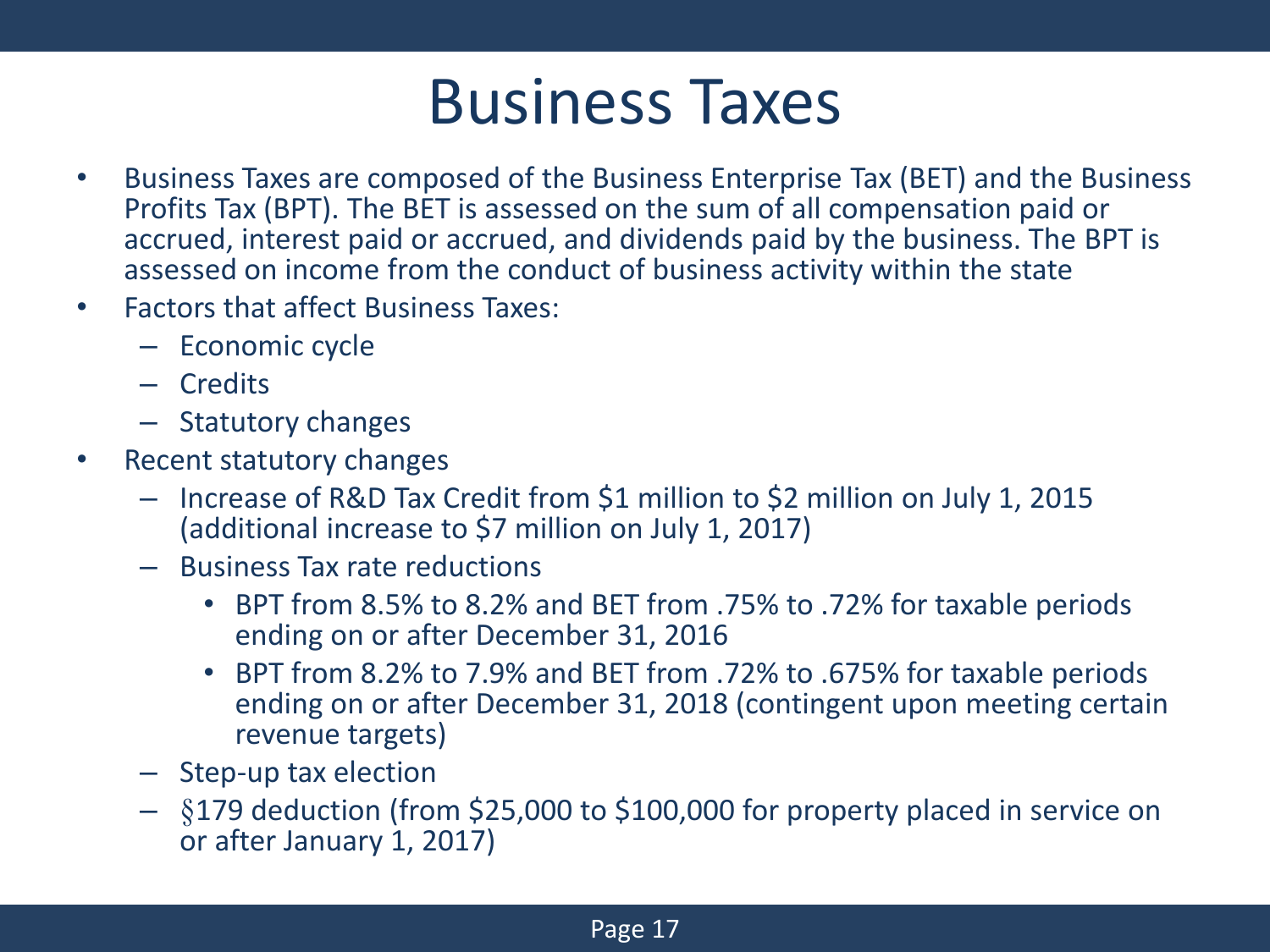# Business Taxes

- Business Taxes are composed of the Business Enterprise Tax (BET) and the Business Profits Tax (BPT). The BET is assessed on the sum of all compensation paid or accrued, interest paid or accrued, and dividends paid by the business. The BPT is assessed on income from the conduct of business activity within the state
- Factors that affect Business Taxes:
  - Economic cycle
  - Credits
  - Statutory changes
- Recent statutory changes
  - Increase of R&D Tax Credit from $1 million to $2 million on July 1, 2015 (additional increase to $7 million on July 1, 2017)
  - Business Tax rate reductions
    - BPT from 8.5% to 8.2% and BET from .75% to .72% for taxable periods ending on or after December 31, 2016
    - BPT from 8.2% to 7.9% and BET from .72% to .675% for taxable periods ending on or after December 31, 2018 (contingent upon meeting certain revenue targets)
  - Step-up tax election
  - §179 deduction (from $25,000 to $100,000 for property placed in service on or after January 1, 2017)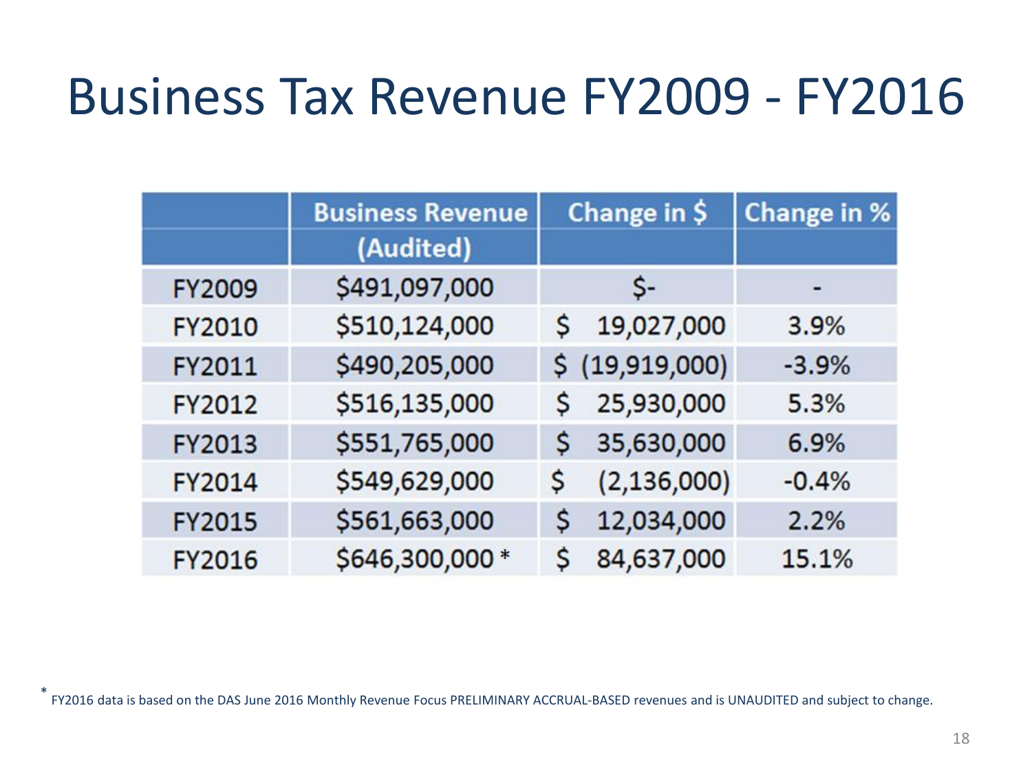# Business Tax Revenue FY2009 - FY2016

| | Business Revenue (Audited) | Change in $ | Change in % |
|---|---|---|---|
| FY2009 | $491,097,000 | $- | - |
| FY2010 | $510,124,000 | $ 19,027,000 | 3.9% |
| FY2011 | $490,205,000 | $ (19,919,000) | -3.9% |
| FY2012 | $516,135,000 | $ 25,930,000 | 5.3% |
| FY2013 | $551,765,000 | $ 35,630,000 | 6.9% |
| FY2014 | $549,629,000 | $ (2,136,000) | -0.4% |
| FY2015 | $561,663,000 | $ 12,034,000 | 2.2% |
| FY2016 | $646,300,000 * | $ 84,637,000 | 15.1% |

* FY2016 data is based on the DAS June 2016 Monthly Revenue Focus PRELIMINARY ACCRUAL-BASED revenues and is UNAUDITED and subject to change.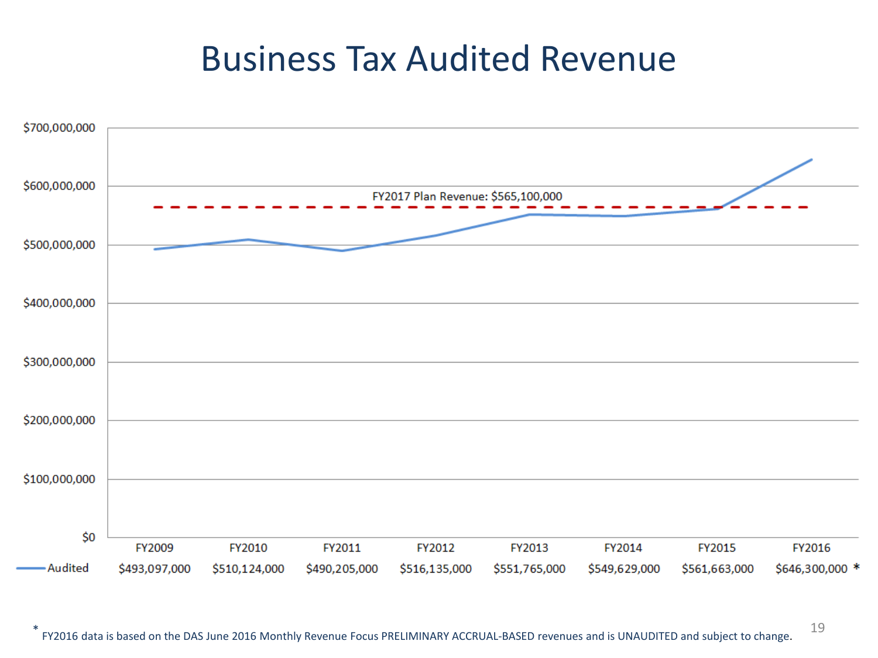# Business Tax Audited Revenue

FY2017 Plan Revenue: $565,100,000

| | FY2009 | FY2010 | FY2011 | FY2012 | FY2013 | FY2014 | FY2015 | FY2016 |
|---|---|---|---|---|---|---|---|---|
| Audited | $493,097,000 | $510,124,000 | $490,205,000 | $516,135,000 | $551,765,000 | $549,629,000 | $561,663,000 | $646,300,000 * |

* FY2016 data is based on the DAS June 2016 Monthly Revenue Focus PRELIMINARY ACCRUAL-BASED revenues and is UNAUDITED and subject to change.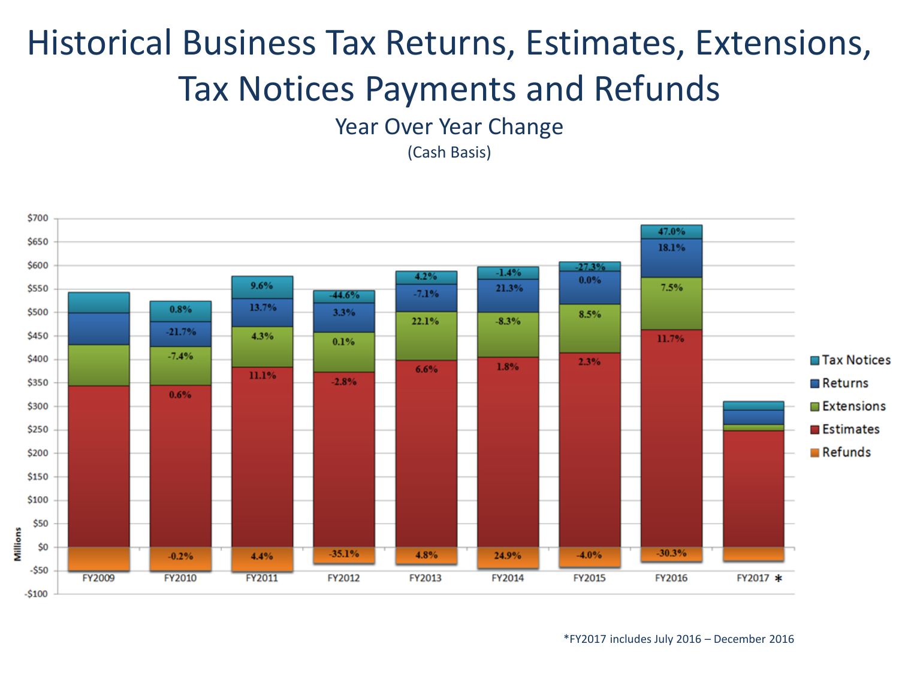# Historical Business Tax Returns, Estimates, Extensions, Tax Notices Payments and Refunds

## Year Over Year Change

(Cash Basis)

| | FY2009 | FY2010 | FY2011 | FY2012 | FY2013 | FY2014 | FY2015 | FY2016 | FY2017 * |
|---|---|---|---|---|---|---|---|---|---|
| Tax Notices | | 0.8% | 9.6% | -44.6% | 4.2% | -1.4% | -27.3% | 47.0% | |
| Returns | | -21.7% | 13.7% | 3.3% | -7.1% | 21.3% | 0.0% | 18.1% | |
| Extensions | | -7.4% | 4.3% | 0.1% | 22.1% | -8.3% | 8.5% | 7.5% | |
| Estimates | | 0.6% | 11.1% | -2.8% | 6.6% | 1.8% | 2.3% | 11.7% | |
| Refunds | | -0.2% | 4.4% | -35.1% | 4.8% | 24.9% | -4.0% | -30.3% | |

Millions

*FY2017 includes July 2016 – December 2016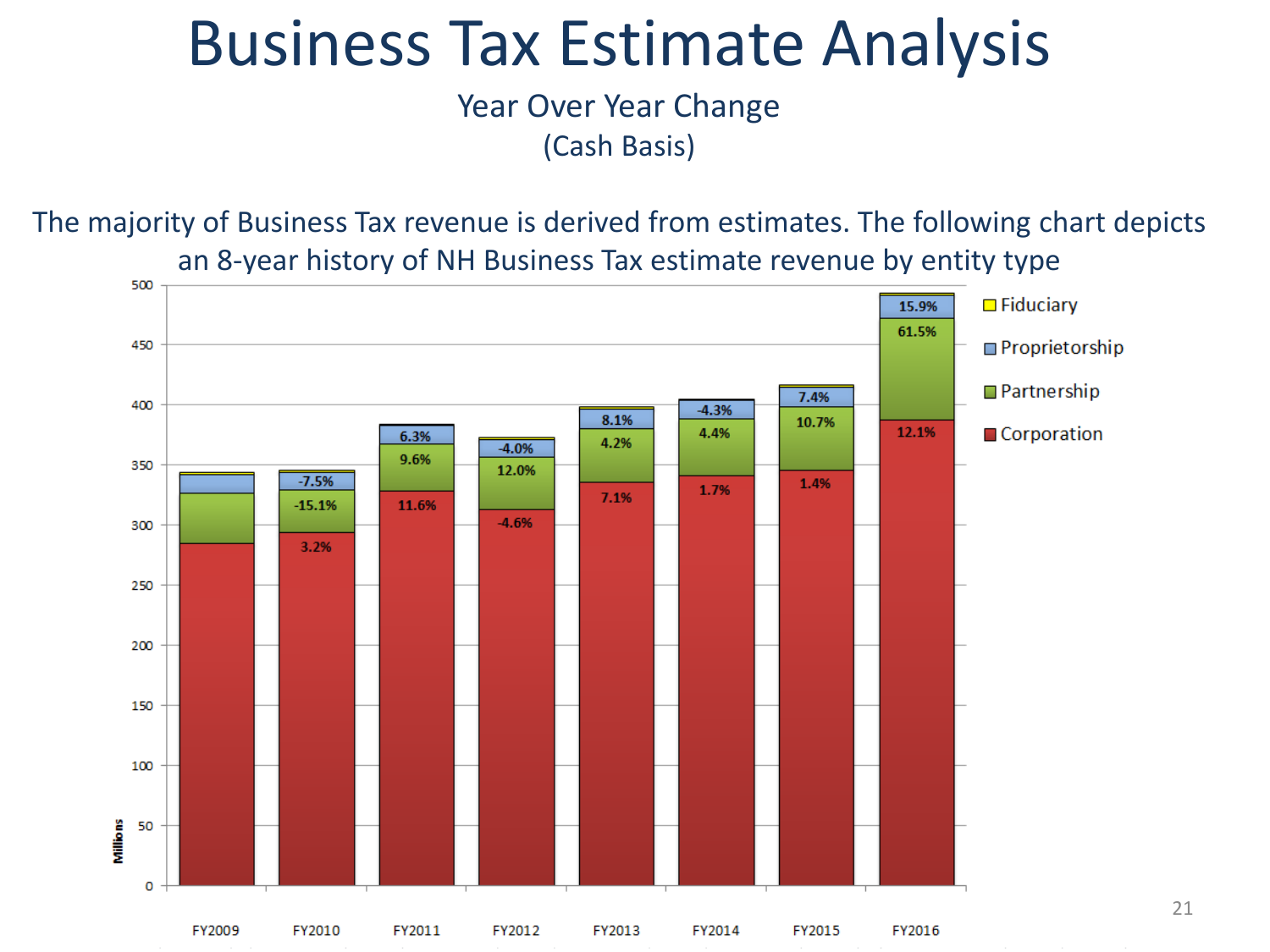# Business Tax Estimate Analysis

Year Over Year Change
(Cash Basis)

The majority of Business Tax revenue is derived from estimates. The following chart depicts an 8-year history of NH Business Tax estimate revenue by entity type

| Entity Type | FY2009 | FY2010 | FY2011 | FY2012 | FY2013 | FY2014 | FY2015 | FY2016 |
|---|---|---|---|---|---|---|---|---|
| Proprietorship | | -7.5% | 6.3% | -4.0% | 8.1% | -4.3% | 7.4% | 15.9% |
| Partnership | | -15.1% | 9.6% | 12.0% | 4.2% | 4.4% | 10.7% | 61.5% |
| Corporation | | 3.2% | 11.6% | -4.6% | 7.1% | 1.7% | 1.4% | 12.1% |

Legend: Fiduciary, Proprietorship, Partnership, Corporation

Y-axis: Millions (0–500)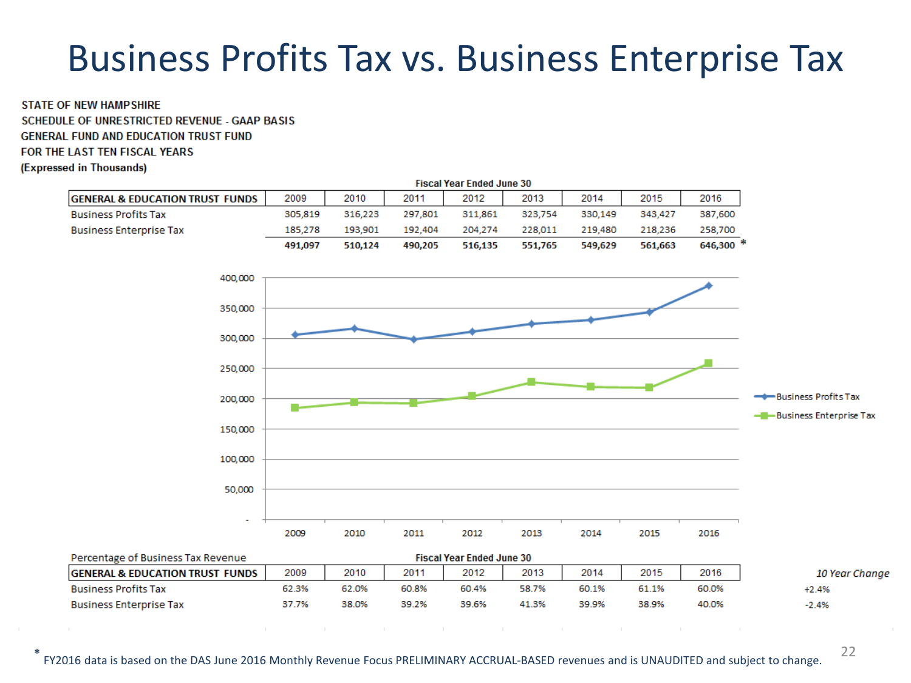# Business Profits Tax vs. Business Enterprise Tax

**STATE OF NEW HAMPSHIRE**
**SCHEDULE OF UNRESTRICTED REVENUE - GAAP BASIS**
**GENERAL FUND AND EDUCATION TRUST FUND**
**FOR THE LAST TEN FISCAL YEARS**
**(Expressed in Thousands)**

| | Fiscal Year Ended June 30 | | | | | | | |
|---|---|---|---|---|---|---|---|---|
| **GENERAL & EDUCATION TRUST FUNDS** | 2009 | 2010 | 2011 | 2012 | 2013 | 2014 | 2015 | 2016 |
| Business Profits Tax | 305,819 | 316,223 | 297,801 | 311,861 | 323,754 | 330,149 | 343,427 | 387,600 |
| Business Enterprise Tax | 185,278 | 193,901 | 192,404 | 204,274 | 228,011 | 219,480 | 218,236 | 258,700 |
| | **491,097** | **510,124** | **490,205** | **516,135** | **551,765** | **549,629** | **561,663** | **646,300** * |

Percentage of Business Tax Revenue

| | Fiscal Year Ended June 30 | | | | | | | | |
|---|---|---|---|---|---|---|---|---|---|
| **GENERAL & EDUCATION TRUST FUNDS** | 2009 | 2010 | 2011 | 2012 | 2013 | 2014 | 2015 | 2016 | *10 Year Change* |
| Business Profits Tax | 62.3% | 62.0% | 60.8% | 60.4% | 58.7% | 60.1% | 61.1% | 60.0% | +2.4% |
| Business Enterprise Tax | 37.7% | 38.0% | 39.2% | 39.6% | 41.3% | 39.9% | 38.9% | 40.0% | -2.4% |

* FY2016 data is based on the DAS June 2016 Monthly Revenue Focus PRELIMINARY ACCRUAL-BASED revenues and is UNAUDITED and subject to change.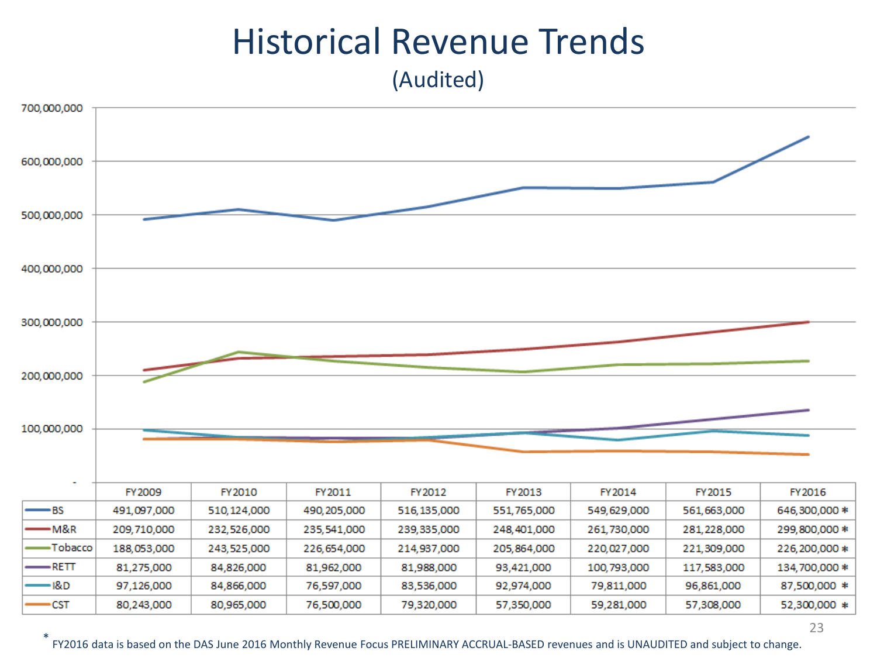# Historical Revenue Trends

(Audited)

| | FY2009 | FY2010 | FY2011 | FY2012 | FY2013 | FY2014 | FY2015 | FY2016 |
|---|---|---|---|---|---|---|---|---|
| BS | 491,097,000 | 510,124,000 | 490,205,000 | 516,135,000 | 551,765,000 | 549,629,000 | 561,663,000 | 646,300,000 * |
| M&R | 209,710,000 | 232,526,000 | 235,541,000 | 239,335,000 | 248,401,000 | 261,730,000 | 281,228,000 | 299,800,000 * |
| Tobacco | 188,053,000 | 243,525,000 | 226,654,000 | 214,937,000 | 205,864,000 | 220,027,000 | 221,309,000 | 226,200,000 * |
| RETT | 81,275,000 | 84,826,000 | 81,962,000 | 81,988,000 | 93,421,000 | 100,793,000 | 117,583,000 | 134,700,000 * |
| I&D | 97,126,000 | 84,866,000 | 76,597,000 | 83,536,000 | 92,974,000 | 79,811,000 | 96,861,000 | 87,500,000 * |
| CST | 80,243,000 | 80,965,000 | 76,500,000 | 79,320,000 | 57,350,000 | 59,281,000 | 57,308,000 | 52,300,000 * |

* FY2016 data is based on the DAS June 2016 Monthly Revenue Focus PRELIMINARY ACCRUAL-BASED revenues and is UNAUDITED and subject to change.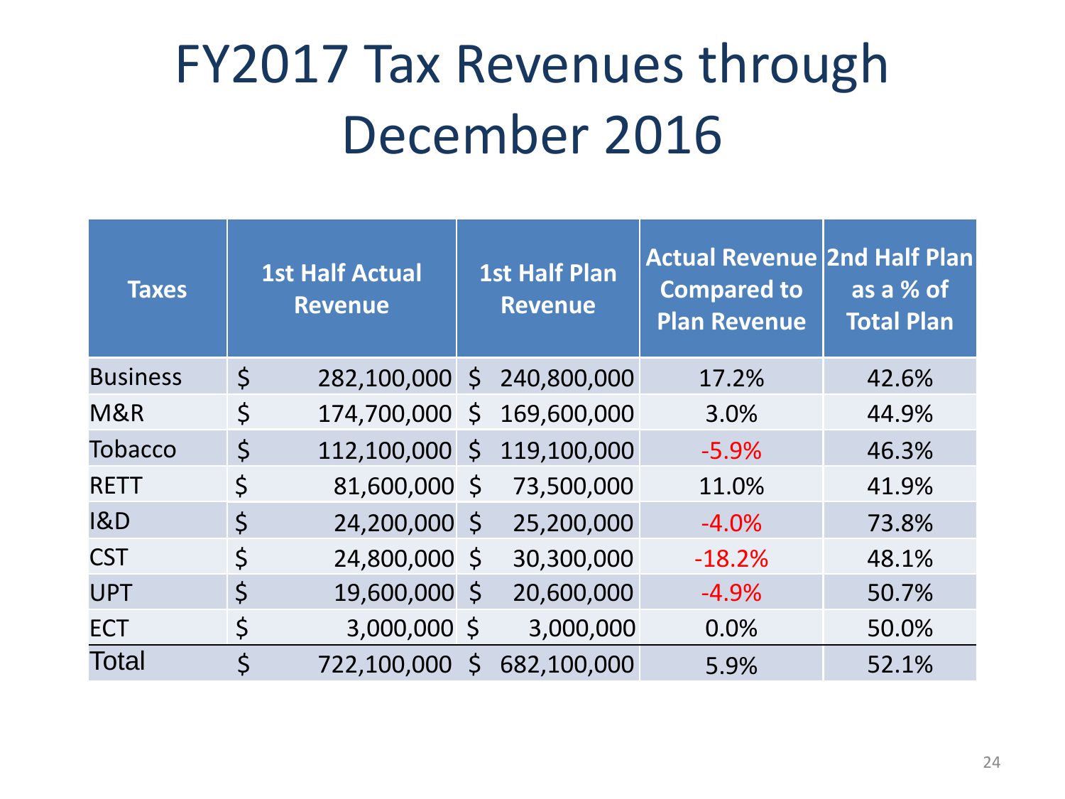# FY2017 Tax Revenues through December 2016

| Taxes | 1st Half Actual Revenue | 1st Half Plan Revenue | Actual Revenue Compared to Plan Revenue | 2nd Half Plan as a % of Total Plan |
|---|---|---|---|---|
| Business | $ 282,100,000 | $ 240,800,000 | 17.2% | 42.6% |
| M&R | $ 174,700,000 | $ 169,600,000 | 3.0% | 44.9% |
| Tobacco | $ 112,100,000 | $ 119,100,000 | -5.9% | 46.3% |
| RETT | $ 81,600,000 | $ 73,500,000 | 11.0% | 41.9% |
| I&D | $ 24,200,000 | $ 25,200,000 | -4.0% | 73.8% |
| CST | $ 24,800,000 | $ 30,300,000 | -18.2% | 48.1% |
| UPT | $ 19,600,000 | $ 20,600,000 | -4.9% | 50.7% |
| ECT | $ 3,000,000 | $ 3,000,000 | 0.0% | 50.0% |
| Total | $ 722,100,000 | $ 682,100,000 | 5.9% | 52.1% |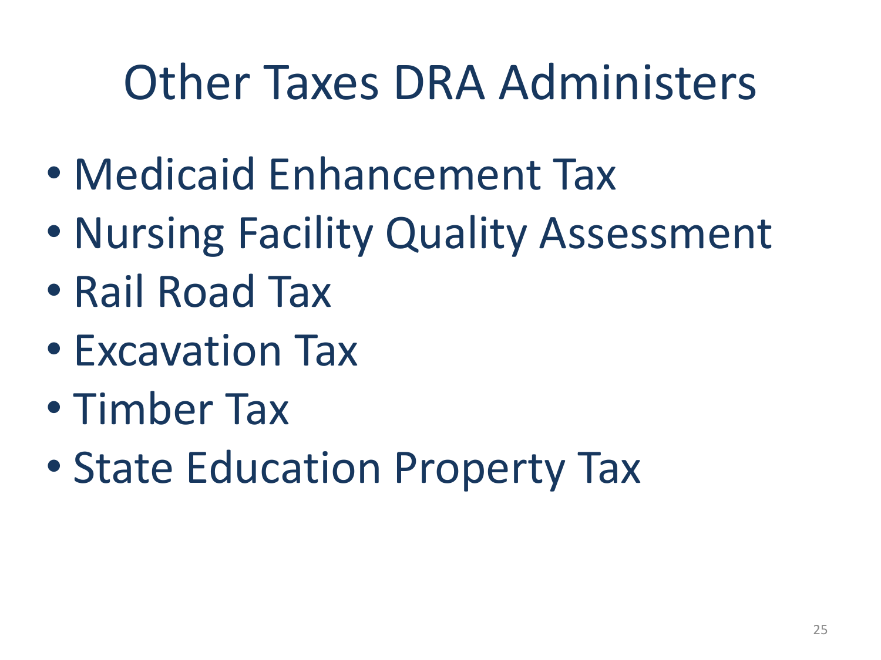# Other Taxes DRA Administers

- Medicaid Enhancement Tax
- Nursing Facility Quality Assessment
- Rail Road Tax
- Excavation Tax
- Timber Tax
- State Education Property Tax